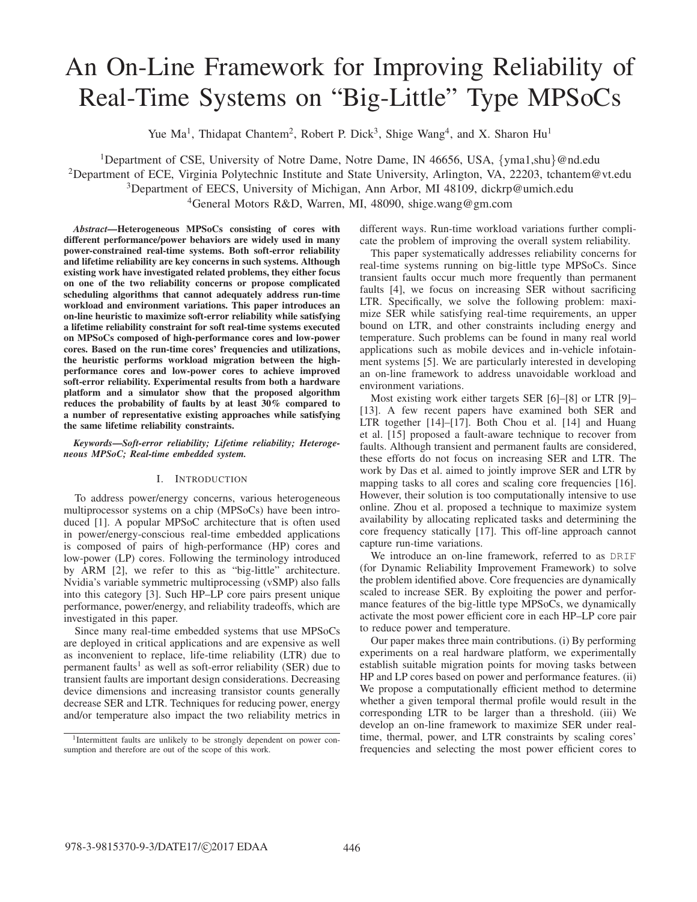# An On-Line Framework for Improving Reliability of Real-Time Systems on "Big-Little" Type MPSoCs

Yue Ma[1], Thidapat Chantem[2], Robert P. Dick[3], Shige Wang[4], and X. Sharon Hu[1]

[1]Department of CSE, University of Notre Dame, Notre Dame, IN 46656, USA, {yma1,shu}@nd.edu

[2]Department of ECE, Virginia Polytechnic Institute and State University, Arlington, VA, 22203, tchantem@vt.edu

[3]Department of EECS, University of Michigan, Ann Arbor, MI 48109, dickrp@umich.edu

[4]General Motors R&D, Warren, MI, 48090, shige.wang@gm.com

***Abstract*—Heterogeneous MPSoCs consisting of cores with different performance/power behaviors are widely used in many power-constrained real-time systems. Both soft-error reliability and lifetime reliability are key concerns in such systems. Although existing work have investigated related problems, they either focus on one of the two reliability concerns or propose complicated scheduling algorithms that cannot adequately address run-time workload and environment variations. This paper introduces an on-line heuristic to maximize soft-error reliability while satisfying a lifetime reliability constraint for soft real-time systems executed on MPSoCs composed of high-performance cores and low-power cores. Based on the run-time cores' frequencies and utilizations, the heuristic performs workload migration between the high-performance cores and low-power cores to achieve improved soft-error reliability. Experimental results from both a hardware platform and a simulator show that the proposed algorithm reduces the probability of faults by at least 30% compared to a number of representative existing approaches while satisfying the same lifetime reliability constraints.**

***Keywords*—*Soft-error reliability; Lifetime reliability; Heterogeneous MPSoC; Real-time embedded system.***

## I. Introduction

To address power/energy concerns, various heterogeneous multiprocessor systems on a chip (MPSoCs) have been introduced [1]. A popular MPSoC architecture that is often used in power/energy-conscious real-time embedded applications is composed of pairs of high-performance (HP) cores and low-power (LP) cores. Following the terminology introduced by ARM [2], we refer to this as "big-little" architecture. Nvidia's variable symmetric multiprocessing (vSMP) also falls into this category [3]. Such HP–LP core pairs present unique performance, power/energy, and reliability tradeoffs, which are investigated in this paper.

Since many real-time embedded systems that use MPSoCs are deployed in critical applications and are expensive as well as inconvenient to replace, life-time reliability (LTR) due to permanent faults[1] as well as soft-error reliability (SER) due to transient faults are important design considerations. Decreasing device dimensions and increasing transistor counts generally decrease SER and LTR. Techniques for reducing power, energy and/or temperature also impact the two reliability metrics in different ways. Run-time workload variations further complicate the problem of improving the overall system reliability.

This paper systematically addresses reliability concerns for real-time systems running on big-little type MPSoCs. Since transient faults occur much more frequently than permanent faults [4], we focus on increasing SER without sacrificing LTR. Specifically, we solve the following problem: maximize SER while satisfying real-time requirements, an upper bound on LTR, and other constraints including energy and temperature. Such problems can be found in many real world applications such as mobile devices and in-vehicle infotainment systems [5]. We are particularly interested in developing an on-line framework to address unavoidable workload and environment variations.

Most existing work either targets SER [6]–[8] or LTR [9]–[13]. A few recent papers have examined both SER and LTR together [14]–[17]. Both Chou et al. [14] and Huang et al. [15] proposed a fault-aware technique to recover from faults. Although transient and permanent faults are considered, these efforts do not focus on increasing SER and LTR. The work by Das et al. aimed to jointly improve SER and LTR by mapping tasks to all cores and scaling core frequencies [16]. However, their solution is too computationally intensive to use online. Zhou et al. proposed a technique to maximize system availability by allocating replicated tasks and determining the core frequency statically [17]. This off-line approach cannot capture run-time variations.

We introduce an on-line framework, referred to as DRIF (for Dynamic Reliability Improvement Framework) to solve the problem identified above. Core frequencies are dynamically scaled to increase SER. By exploiting the power and performance features of the big-little type MPSoCs, we dynamically activate the most power efficient core in each HP–LP core pair to reduce power and temperature.

Our paper makes three main contributions. (i) By performing experiments on a real hardware platform, we experimentally establish suitable migration points for moving tasks between HP and LP cores based on power and performance features. (ii) We propose a computationally efficient method to determine whether a given temporal thermal profile would result in the corresponding LTR to be larger than a threshold. (iii) We develop an on-line framework to maximize SER under real-time, thermal, power, and LTR constraints by scaling cores' frequencies and selecting the most power efficient cores to

[1]Intermittent faults are unlikely to be strongly dependent on power consumption and therefore are out of the scope of this work.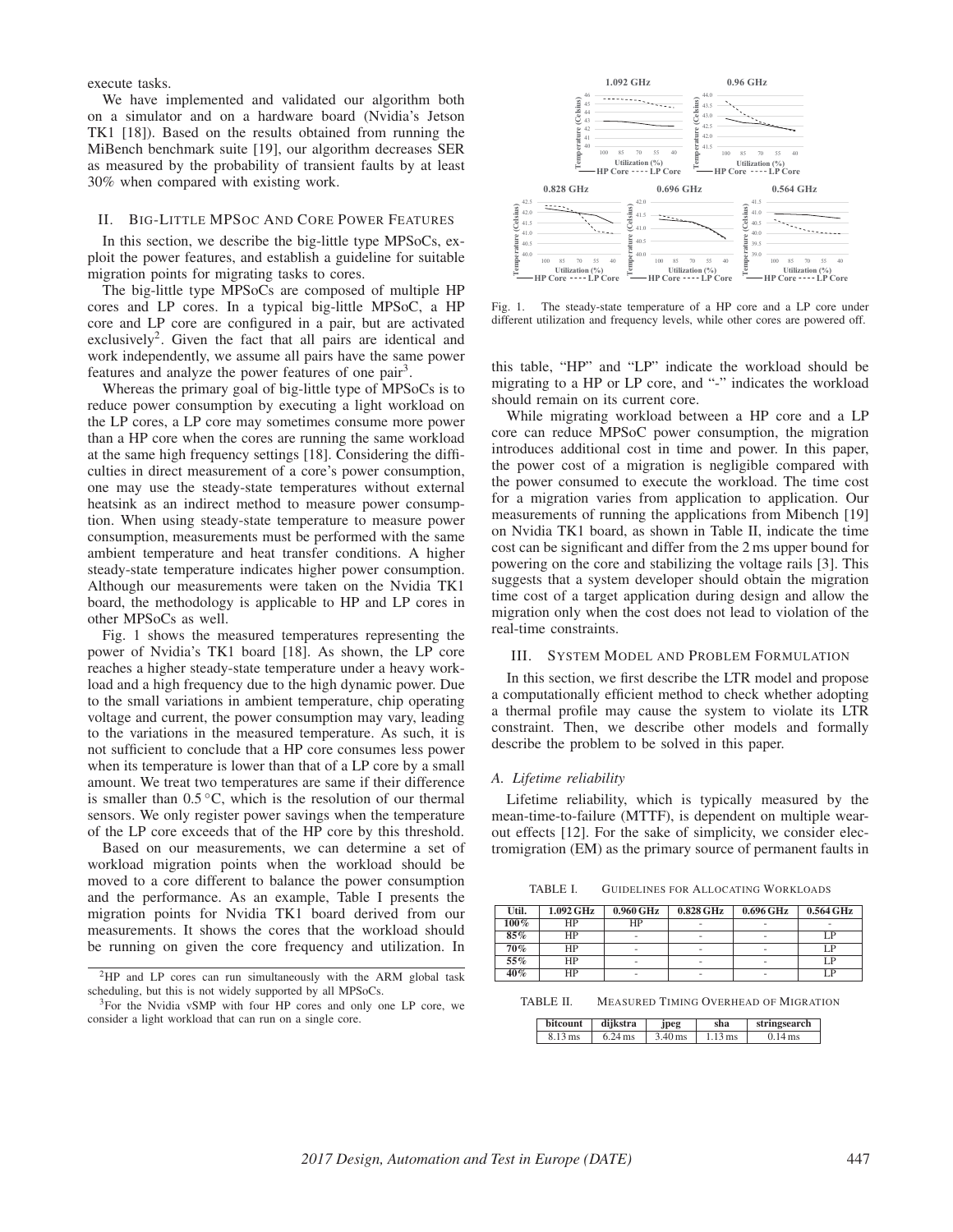execute tasks.

We have implemented and validated our algorithm both on a simulator and on a hardware board (Nvidia's Jetson TK1 [18]). Based on the results obtained from running the MiBench benchmark suite [19], our algorithm decreases SER as measured by the probability of transient faults by at least 30% when compared with existing work.

## II. Big-Little MPSoC and Core Power Features

In this section, we describe the big-little type MPSoCs, exploit the power features, and establish a guideline for suitable migration points for migrating tasks to cores.

The big-little type MPSoCs are composed of multiple HP cores and LP cores. In a typical big-little MPSoC, a HP core and LP core are configured in a pair, but are activated exclusively[2]. Given the fact that all pairs are identical and work independently, we assume all pairs have the same power features and analyze the power features of one pair[3].

Whereas the primary goal of big-little type of MPSoCs is to reduce power consumption by executing a light workload on the LP cores, a LP core may sometimes consume more power than a HP core when the cores are running the same workload at the same high frequency settings [18]. Considering the difficulties in direct measurement of a core's power consumption, one may use the steady-state temperatures without external heatsink as an indirect method to measure power consumption. When using steady-state temperature to measure power consumption, measurements must be performed with the same ambient temperature and heat transfer conditions. A higher steady-state temperature indicates higher power consumption. Although our measurements were taken on the Nvidia TK1 board, the methodology is applicable to HP and LP cores in other MPSoCs as well.

Fig. 1 shows the measured temperatures representing the power of Nvidia's TK1 board [18]. As shown, the LP core reaches a higher steady-state temperature under a heavy workload and a high frequency due to the high dynamic power. Due to the small variations in ambient temperature, chip operating voltage and current, the power consumption may vary, leading to the variations in the measured temperature. As such, it is not sufficient to conclude that a HP core consumes less power when its temperature is lower than that of a LP core by a small amount. We treat two temperatures are same if their difference is smaller than 0.5 °C, which is the resolution of our thermal sensors. We only register power savings when the temperature of the LP core exceeds that of the HP core by this threshold.

Based on our measurements, we can determine a set of workload migration points when the workload should be moved to a core different to balance the power consumption and the performance. As an example, Table I presents the migration points for Nvidia TK1 board derived from our measurements. It shows the cores that the workload should be running on given the core frequency and utilization. In this table, "HP" and "LP" indicate the workload should be migrating to a HP or LP core, and "-" indicates the workload should remain on its current core.

[2] HP and LP cores can run simultaneously with the ARM global task scheduling, but this is not widely supported by all MPSoCs.

[3] For the Nvidia vSMP with four HP cores and only one LP core, we consider a light workload that can run on a single core.

Fig. 1. The steady-state temperature of a HP core and a LP core under different utilization and frequency levels, while other cores are powered off.

While migrating workload between a HP core and a LP core can reduce MPSoC power consumption, the migration introduces additional cost in time and power. In this paper, the power cost of a migration is negligible compared with the power consumed to execute the workload. The time cost for a migration varies from application to application. Our measurements of running the applications from Mibench [19] on Nvidia TK1 board, as shown in Table II, indicate the time cost can be significant and differ from the 2 ms upper bound for powering on the core and stabilizing the voltage rails [3]. This suggests that a system developer should obtain the migration time cost of a target application during design and allow the migration only when the cost does not lead to violation of the real-time constraints.

## III. System Model and Problem Formulation

In this section, we first describe the LTR model and propose a computationally efficient method to check whether adopting a thermal profile may cause the system to violate its LTR constraint. Then, we describe other models and formally describe the problem to be solved in this paper.

### A. Lifetime reliability

Lifetime reliability, which is typically measured by the mean-time-to-failure (MTTF), is dependent on multiple wear-out effects [12]. For the sake of simplicity, we consider electromigration (EM) as the primary source of permanent faults in

TABLE I. Guidelines for Allocating Workloads

| Util. | 1.092 GHz | 0.960 GHz | 0.828 GHz | 0.696 GHz | 0.564 GHz |
|---|---|---|---|---|---|
| 100% | HP | HP | - | - | - |
| 85% | HP | - | - | - | LP |
| 70% | HP | - | - | - | LP |
| 55% | HP | - | - | - | LP |
| 40% | HP | - | - | - | LP |

TABLE II. Measured Timing Overhead of Migration

| bitcount | dijkstra | jpeg | sha | stringsearch |
|---|---|---|---|---|
| 8.13 ms | 6.24 ms | 3.40 ms | 1.13 ms | 0.14 ms |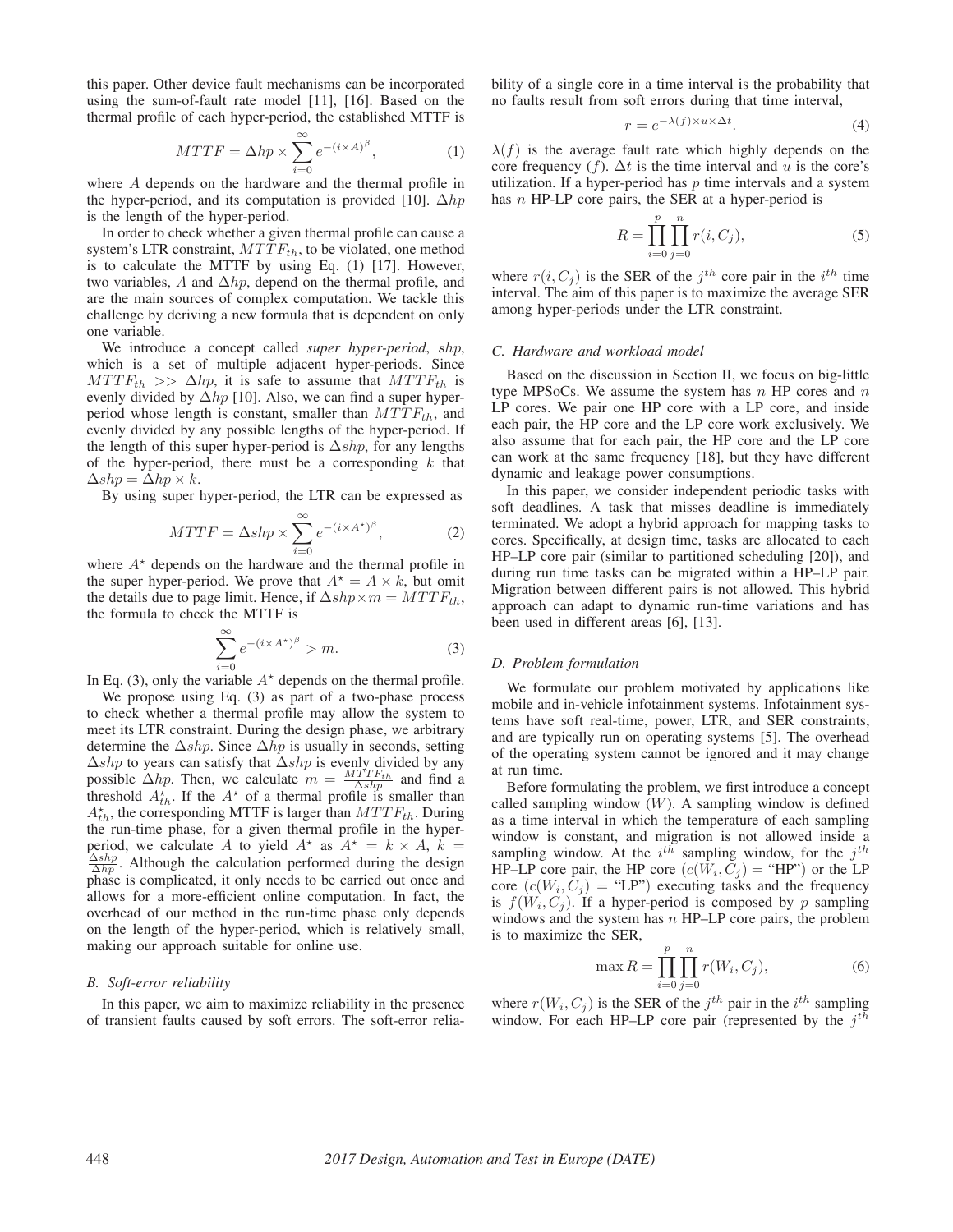this paper. Other device fault mechanisms can be incorporated using the sum-of-fault rate model [11], [16]. Based on the thermal profile of each hyper-period, the established MTTF is

$$MTTF = \Delta hp \times \sum_{i=0}^{\infty} e^{-(i \times A)^{\beta}}, \tag{1}$$

where $A$ depends on the hardware and the thermal profile in the hyper-period, and its computation is provided [10]. $\Delta hp$ is the length of the hyper-period.

In order to check whether a given thermal profile can cause a system's LTR constraint, $MTTF_{th}$, to be violated, one method is to calculate the MTTF by using Eq. (1) [17]. However, two variables, $A$ and $\Delta hp$, depend on the thermal profile, and are the main sources of complex computation. We tackle this challenge by deriving a new formula that is dependent on only one variable.

We introduce a concept called *super hyper-period*, $shp$, which is a set of multiple adjacent hyper-periods. Since $MTTF_{th} >> \Delta hp$, it is safe to assume that $MTTF_{th}$ is evenly divided by $\Delta hp$ [10]. Also, we can find a super hyper-period whose length is constant, smaller than $MTTF_{th}$, and evenly divided by any possible lengths of the hyper-period. If the length of this super hyper-period is $\Delta shp$, for any lengths of the hyper-period, there must be a corresponding $k$ that $\Delta shp = \Delta hp \times k$.

By using super hyper-period, the LTR can be expressed as

$$MTTF = \Delta shp \times \sum_{i=0}^{\infty} e^{-(i \times A^{\star})^{\beta}}, \tag{2}$$

where $A^{\star}$ depends on the hardware and the thermal profile in the super hyper-period. We prove that $A^{\star} = A \times k$, but omit the details due to page limit. Hence, if $\Delta shp \times m = MTTF_{th}$, the formula to check the MTTF is

$$\sum_{i=0}^{\infty} e^{-(i \times A^{\star})^{\beta}} > m. \tag{3}$$

In Eq. (3), only the variable $A^{\star}$ depends on the thermal profile.

We propose using Eq. (3) as part of a two-phase process to check whether a thermal profile may allow the system to meet its LTR constraint. During the design phase, we arbitrary determine the $\Delta shp$. Since $\Delta hp$ is usually in seconds, setting $\Delta shp$ to years can satisfy that $\Delta shp$ is evenly divided by any possible $\Delta hp$. Then, we calculate $m = \frac{MTTF_{th}}{\Delta shp}$ and find a threshold $A^{\star}_{th}$. If the $A^{\star}$ of a thermal profile is smaller than $A^{\star}_{th}$, the corresponding MTTF is larger than $MTTF_{th}$. During the run-time phase, for a given thermal profile in the hyper-period, we calculate $A$ to yield $A^{\star}$ as $A^{\star} = k \times A$, $k = \frac{\Delta shp}{\Delta hp}$. Although the calculation performed during the design phase is complicated, it only needs to be carried out once and allows for a more-efficient online computation. In fact, the overhead of our method in the run-time phase only depends on the length of the hyper-period, which is relatively small, making our approach suitable for online use.

### B. Soft-error reliability

In this paper, we aim to maximize reliability in the presence of transient faults caused by soft errors. The soft-error reliability of a single core in a time interval is the probability that no faults result from soft errors during that time interval,

$$r = e^{-\lambda(f) \times u \times \Delta t}. \tag{4}$$

$\lambda(f)$ is the average fault rate which highly depends on the core frequency ($f$). $\Delta t$ is the time interval and $u$ is the core's utilization. If a hyper-period has $p$ time intervals and a system has $n$ HP-LP core pairs, the SER at a hyper-period is

$$R = \prod_{i=0}^{p} \prod_{j=0}^{n} r(i, C_j), \tag{5}$$

where $r(i, C_j)$ is the SER of the $j^{th}$ core pair in the $i^{th}$ time interval. The aim of this paper is to maximize the average SER among hyper-periods under the LTR constraint.

### C. Hardware and workload model

Based on the discussion in Section II, we focus on big-little type MPSoCs. We assume the system has $n$ HP cores and $n$ LP cores. We pair one HP core with a LP core, and inside each pair, the HP core and the LP core work exclusively. We also assume that for each pair, the HP core and the LP core can work at the same frequency [18], but they have different dynamic and leakage power consumptions.

In this paper, we consider independent periodic tasks with soft deadlines. A task that misses deadline is immediately terminated. We adopt a hybrid approach for mapping tasks to cores. Specifically, at design time, tasks are allocated to each HP–LP core pair (similar to partitioned scheduling [20]), and during run time tasks can be migrated within a HP–LP pair. Migration between different pairs is not allowed. This hybrid approach can adapt to dynamic run-time variations and has been used in different areas [6], [13].

### D. Problem formulation

We formulate our problem motivated by applications like mobile and in-vehicle infotainment systems. Infotainment systems have soft real-time, power, LTR, and SER constraints, and are typically run on operating systems [5]. The overhead of the operating system cannot be ignored and it may change at run time.

Before formulating the problem, we first introduce a concept called sampling window ($W$). A sampling window is defined as a time interval in which the temperature of each sampling window is constant, and migration is not allowed inside a sampling window. At the $i^{th}$ sampling window, for the $j^{th}$ HP–LP core pair, the HP core ($c(W_i, C_j) =$ "HP") or the LP core ($c(W_i, C_j) =$ "LP") executing tasks and the frequency is $f(W_i, C_j)$. If a hyper-period is composed by $p$ sampling windows and the system has $n$ HP–LP core pairs, the problem is to maximize the SER,

$$\max R = \prod_{i=0}^{p} \prod_{j=0}^{n} r(W_i, C_j), \tag{6}$$

where $r(W_i, C_j)$ is the SER of the $j^{th}$ pair in the $i^{th}$ sampling window. For each HP–LP core pair (represented by the $j^{th}$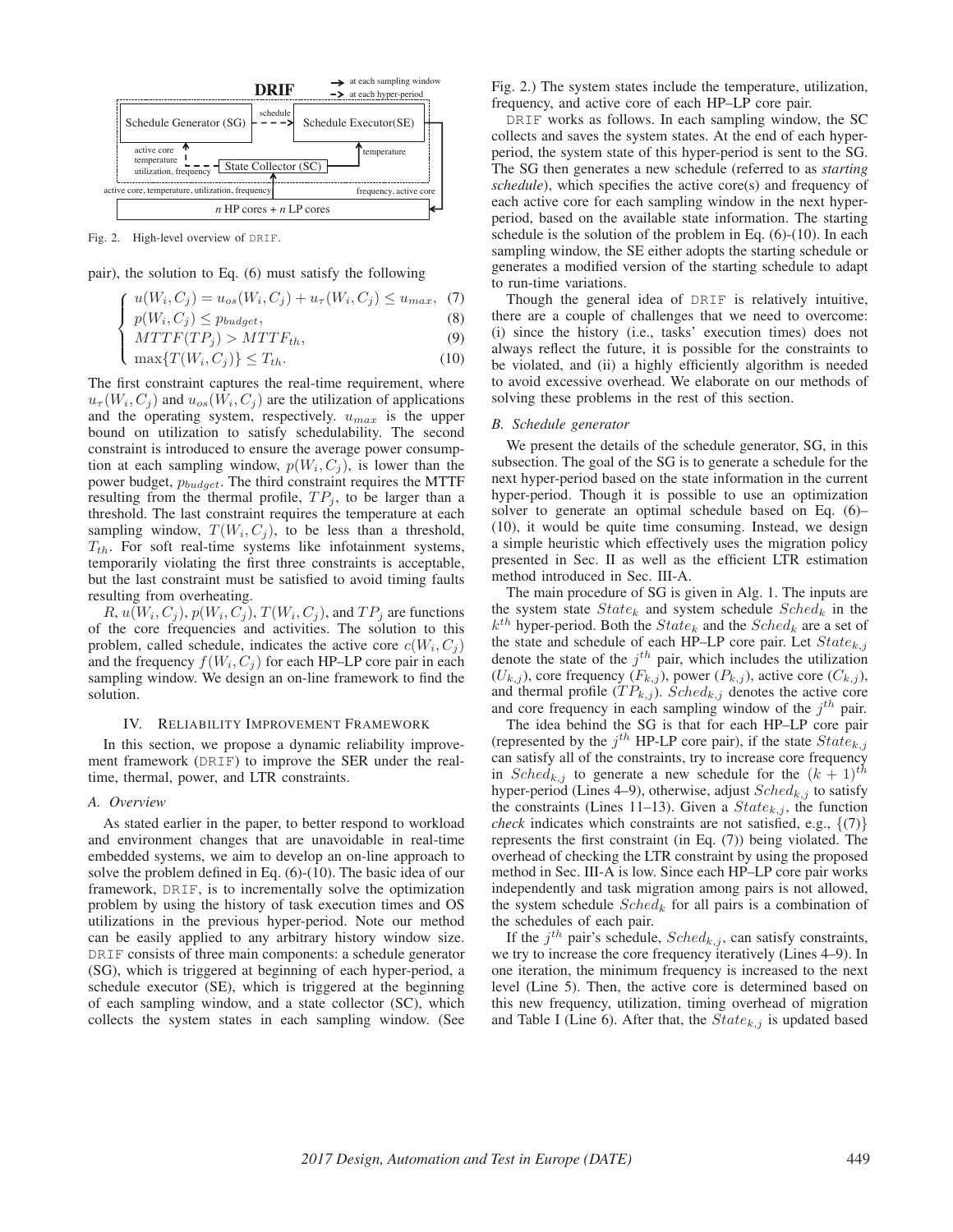DRIF

at each sampling window

at each hyper-period

Schedule Generator (SG)

schedule

Schedule Executor(SE)

active core

temperature

utilization, frequency

State Collector (SC)

temperature

active core, temperature, utilization, frequency

frequency, active core

$n$ HP cores + $n$ LP cores

Fig. 2. High-level overview of DRIF.

pair), the solution to Eq. (6) must satisfy the following

$$
\begin{cases}
u(W_i, C_j) = u_{os}(W_i, C_j) + u_\tau(W_i, C_j) \le u_{max}, & (7)\\
p(W_i, C_j) \le p_{budget}, & (8)\\
MTTF(TP_j) > MTTF_{th}, & (9)\\
\max\{T(W_i, C_j)\} \le T_{th}. & (10)
\end{cases}
$$

The first constraint captures the real-time requirement, where $u_\tau(W_i, C_j)$ and $u_{os}(W_i, C_j)$ are the utilization of applications and the operating system, respectively. $u_{max}$ is the upper bound on utilization to satisfy schedulability. The second constraint is introduced to ensure the average power consumption at each sampling window, $p(W_i, C_j)$, is lower than the power budget, $p_{budget}$. The third constraint requires the MTTF resulting from the thermal profile, $TP_j$, to be larger than a threshold. The last constraint requires the temperature at each sampling window, $T(W_i, C_j)$, to be less than a threshold, $T_{th}$. For soft real-time systems like infotainment systems, temporarily violating the first three constraints is acceptable, but the last constraint must be satisfied to avoid timing faults resulting from overheating.

$R$, $u(W_i, C_j)$, $p(W_i, C_j)$, $T(W_i, C_j)$, and $TP_j$ are functions of the core frequencies and activities. The solution to this problem, called schedule, indicates the active core $c(W_i, C_j)$ and the frequency $f(W_i, C_j)$ for each HP–LP core pair in each sampling window. We design an on-line framework to find the solution.

## IV. Reliability Improvement Framework

In this section, we propose a dynamic reliability improvement framework (DRIF) to improve the SER under the real-time, thermal, power, and LTR constraints.

### A. Overview

As stated earlier in the paper, to better respond to workload and environment changes that are unavoidable in real-time embedded systems, we aim to develop an on-line approach to solve the problem defined in Eq. (6)-(10). The basic idea of our framework, DRIF, is to incrementally solve the optimization problem by using the history of task execution times and OS utilizations in the previous hyper-period. Note our method can be easily applied to any arbitrary history window size. DRIF consists of three main components: a schedule generator (SG), which is triggered at beginning of each hyper-period, a schedule executor (SE), which is triggered at the beginning of each sampling window, and a state collector (SC), which collects the system states in each sampling window. (See Fig. 2.) The system states include the temperature, utilization, frequency, and active core of each HP–LP core pair.

DRIF works as follows. In each sampling window, the SC collects and saves the system states. At the end of each hyper-period, the system state of this hyper-period is sent to the SG. The SG then generates a new schedule (referred to as *starting schedule*), which specifies the active core(s) and frequency of each active core for each sampling window in the next hyper-period, based on the available state information. The starting schedule is the solution of the problem in Eq. (6)-(10). In each sampling window, the SE either adopts the starting schedule or generates a modified version of the starting schedule to adapt to run-time variations.

Though the general idea of DRIF is relatively intuitive, there are a couple of challenges that we need to overcome: (i) since the history (i.e., tasks' execution times) does not always reflect the future, it is possible for the constraints to be violated, and (ii) a highly efficiently algorithm is needed to avoid excessive overhead. We elaborate on our methods of solving these problems in the rest of this section.

### B. Schedule generator

We present the details of the schedule generator, SG, in this subsection. The goal of the SG is to generate a schedule for the next hyper-period based on the state information in the current hyper-period. Though it is possible to use an optimization solver to generate an optimal schedule based on Eq. (6)–(10), it would be quite time consuming. Instead, we design a simple heuristic which effectively uses the migration policy presented in Sec. II as well as the efficient LTR estimation method introduced in Sec. III-A.

The main procedure of SG is given in Alg. 1. The inputs are the system state $State_k$ and system schedule $Sched_k$ in the $k^{th}$ hyper-period. Both the $State_k$ and the $Sched_k$ are a set of the state and schedule of each HP–LP core pair. Let $State_{k,j}$ denote the state of the $j^{th}$ pair, which includes the utilization ($U_{k,j}$), core frequency ($F_{k,j}$), power ($P_{k,j}$), active core ($C_{k,j}$), and thermal profile ($TP_{k,j}$). $Sched_{k,j}$ denotes the active core and core frequency in each sampling window of the $j^{th}$ pair.

The idea behind the SG is that for each HP–LP core pair (represented by the $j^{th}$ HP-LP core pair), if the state $State_{k,j}$ can satisfy all of the constraints, try to increase core frequency in $Sched_{k,j}$ to generate a new schedule for the $(k+1)^{th}$ hyper-period (Lines 4–9), otherwise, adjust $Sched_{k,j}$ to satisfy the constraints (Lines 11–13). Given a $State_{k,j}$, the function *check* indicates which constraints are not satisfied, e.g., {(7)} represents the first constraint (in Eq. (7)) being violated. The overhead of checking the LTR constraint by using the proposed method in Sec. III-A is low. Since each HP–LP core pair works independently and task migration among pairs is not allowed, the system schedule $Sched_k$ for all pairs is a combination of the schedules of each pair.

If the $j^{th}$ pair's schedule, $Sched_{k,j}$, can satisfy constraints, we try to increase the core frequency iteratively (Lines 4–9). In one iteration, the minimum frequency is increased to the next level (Line 5). Then, the active core is determined based on this new frequency, utilization, timing overhead of migration and Table I (Line 6). After that, the $State_{k,j}$ is updated based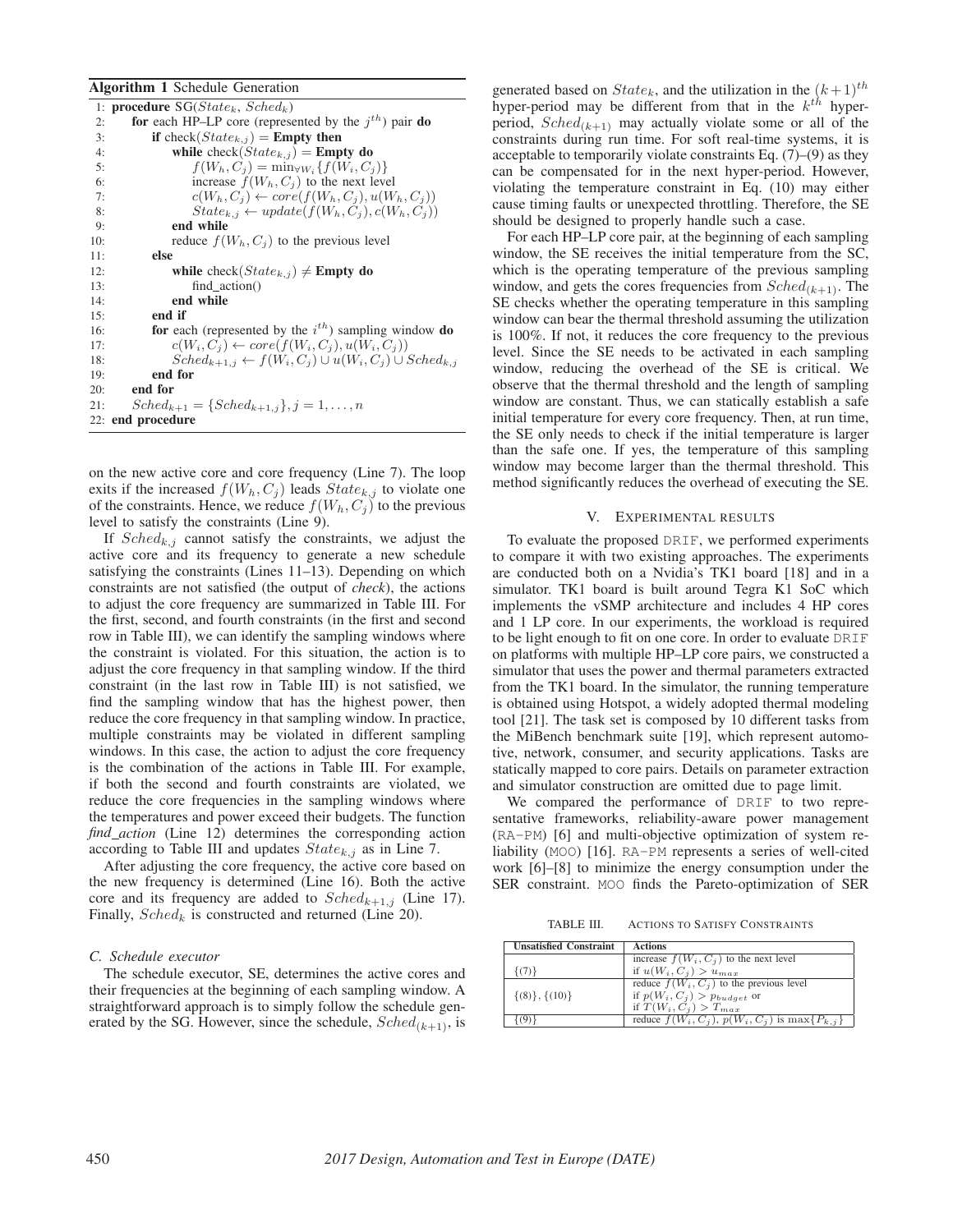**Algorithm 1** Schedule Generation

```
1:  procedure SG(State_k, Sched_k)
2:      for each HP–LP core (represented by the j^th) pair do
3:          if check(State_{k,j}) = Empty then
4:              while check(State_{k,j}) = Empty do
5:                  f(W_h, C_j) = min_{∀W_i}{f(W_i, C_j)}
6:                  increase f(W_h, C_j) to the next level
7:                  c(W_h, C_j) ← core(f(W_h, C_j), u(W_h, C_j))
8:                  State_{k,j} ← update(f(W_h, C_j), c(W_h, C_j))
9:              end while
10:             reduce f(W_h, C_j) to the previous level
11:         else
12:             while check(State_{k,j}) ≠ Empty do
13:                 find_action()
14:             end while
15:         end if
16:         for each (represented by the i^th) sampling window do
17:             c(W_i, C_j) ← core(f(W_i, C_j), u(W_i, C_j))
18:             Sched_{k+1,j} ← f(W_i, C_j) ∪ u(W_i, C_j) ∪ Sched_{k,j}
19:         end for
20:     end for
21:     Sched_{k+1} = {Sched_{k+1,j}}, j = 1, ..., n
22: end procedure
```

on the new active core and core frequency (Line 7). The loop exits if the increased $f(W_h, C_j)$ leads $State_{k,j}$ to violate one of the constraints. Hence, we reduce $f(W_h, C_j)$ to the previous level to satisfy the constraints (Line 9).

If $Sched_{k,j}$ cannot satisfy the constraints, we adjust the active core and its frequency to generate a new schedule satisfying the constraints (Lines 11–13). Depending on which constraints are not satisfied (the output of *check*), the actions to adjust the core frequency are summarized in Table III. For the first, second, and fourth constraints (in the first and second row in Table III), we can identify the sampling windows where the constraint is violated. For this situation, the action is to adjust the core frequency in that sampling window. If the third constraint (in the last row in Table III) is not satisfied, we find the sampling window that has the highest power, then reduce the core frequency in that sampling window. In practice, multiple constraints may be violated in different sampling windows. In this case, the action to adjust the core frequency is the combination of the actions in Table III. For example, if both the second and fourth constraints are violated, we reduce the core frequencies in the sampling windows where the temperatures and power exceed their budgets. The function *find_action* (Line 12) determines the corresponding action according to Table III and updates $State_{k,j}$ as in Line 7.

After adjusting the core frequency, the active core based on the new frequency is determined (Line 16). Both the active core and its frequency are added to $Sched_{k+1,j}$ (Line 17). Finally, $Sched_k$ is constructed and returned (Line 20).

### C. Schedule executor

The schedule executor, SE, determines the active cores and their frequencies at the beginning of each sampling window. A straightforward approach is to simply follow the schedule generated by the SG. However, since the schedule, $Sched_{(k+1)}$, is generated based on $State_k$, and the utilization in the $(k+1)^{th}$ hyper-period may be different from that in the $k^{th}$ hyper-period, $Sched_{(k+1)}$ may actually violate some or all of the constraints during run time. For soft real-time systems, it is acceptable to temporarily violate constraints Eq. (7)–(9) as they can be compensated for in the next hyper-period. However, violating the temperature constraint in Eq. (10) may either cause timing faults or unexpected throttling. Therefore, the SE should be designed to properly handle such a case.

For each HP–LP core pair, at the beginning of each sampling window, the SE receives the initial temperature from the SC, which is the operating temperature of the previous sampling window, and gets the cores frequencies from $Sched_{(k+1)}$. The SE checks whether the operating temperature in this sampling window can bear the thermal threshold assuming the utilization is 100%. If not, it reduces the core frequency to the previous level. Since the SE needs to be activated in each sampling window, reducing the overhead of the SE is critical. We observe that the thermal threshold and the length of sampling window are constant. Thus, we can statically establish a safe initial temperature for every core frequency. Then, at run time, the SE only needs to check if the initial temperature is larger than the safe one. If yes, the temperature of this sampling window may become larger than the thermal threshold. This method significantly reduces the overhead of executing the SE.

## V. EXPERIMENTAL RESULTS

To evaluate the proposed DRIF, we performed experiments to compare it with two existing approaches. The experiments are conducted both on a Nvidia's TK1 board [18] and in a simulator. TK1 board is built around Tegra K1 SoC which implements the vSMP architecture and includes 4 HP cores and 1 LP core. In our experiments, the workload is required to be light enough to fit on one core. In order to evaluate DRIF on platforms with multiple HP–LP core pairs, we constructed a simulator that uses the power and thermal parameters extracted from the TK1 board. In the simulator, the running temperature is obtained using Hotspot, a widely adopted thermal modeling tool [21]. The task set is composed by 10 different tasks from the MiBench benchmark suite [19], which represent automotive, network, consumer, and security applications. Tasks are statically mapped to core pairs. Details on parameter extraction and simulator construction are omitted due to page limit.

We compared the performance of DRIF to two representative frameworks, reliability-aware power management (RA-PM) [6] and multi-objective optimization of system reliability (MOO) [16]. RA-PM represents a series of well-cited work [6]–[8] to minimize the energy consumption under the SER constraint. MOO finds the Pareto-optimization of SER

TABLE III. ACTIONS TO SATISFY CONSTRAINTS

| Unsatisfied Constraint | Actions |
|---|---|
| {(7)} | increase $f(W_i, C_j)$ to the next level if $u(W_i, C_j) > u_{max}$ |
| {(8)}, {(10)} | reduce $f(W_i, C_j)$ to the previous level if $p(W_i, C_j) > p_{budget}$ or if $T(W_i, C_j) > T_{max}$ |
| {(9)} | reduce $f(W_i, C_j)$, $p(W_i, C_j)$ is $\max\{P_{k,j}\}$ |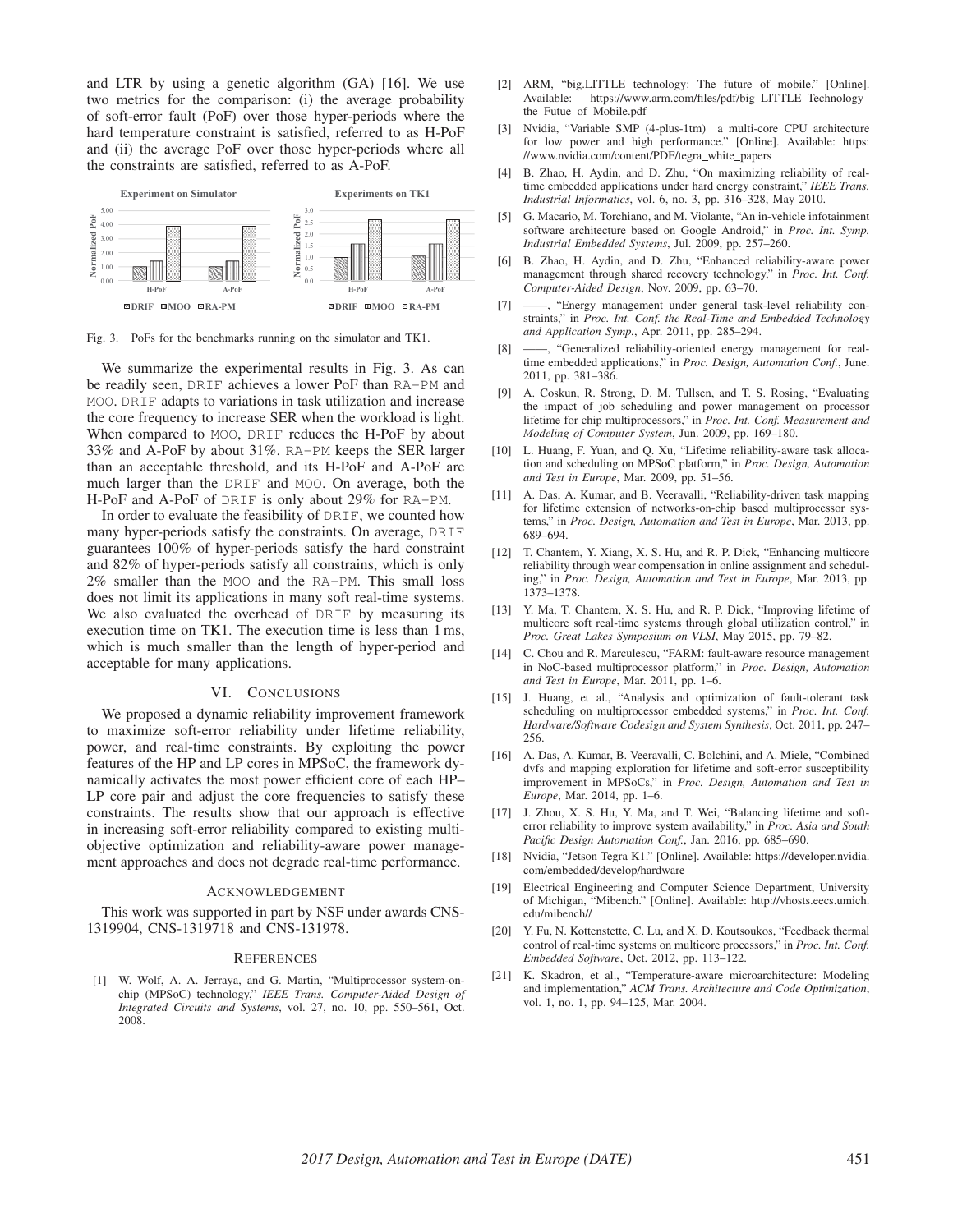and LTR by using a genetic algorithm (GA) [16]. We use two metrics for the comparison: (i) the average probability of soft-error fault (PoF) over those hyper-periods where the hard temperature constraint is satisfied, referred to as H-PoF and (ii) the average PoF over those hyper-periods where all the constraints are satisfied, referred to as A-PoF.

Experiment on Simulator

Normalized PoF

5.00
4.00
3.00
2.00
1.00
0.00

H-PoF A-PoF

DRIF MOO RA-PM

Experiments on TK1

Normalized PoF

3.0
2.5
2.0
1.5
1.0
0.5
0.0

H-PoF A-PoF

DRIF MOO RA-PM

Fig. 3. PoFs for the benchmarks running on the simulator and TK1.

We summarize the experimental results in Fig. 3. As can be readily seen, DRIF achieves a lower PoF than RA-PM and MOO. DRIF adapts to variations in task utilization and increase the core frequency to increase SER when the workload is light. When compared to MOO, DRIF reduces the H-PoF by about 33% and A-PoF by about 31%. RA-PM keeps the SER larger than an acceptable threshold, and its H-PoF and A-PoF are much larger than the DRIF and MOO. On average, both the H-PoF and A-PoF of DRIF is only about 29% for RA-PM.

In order to evaluate the feasibility of DRIF, we counted how many hyper-periods satisfy the constraints. On average, DRIF guarantees 100% of hyper-periods satisfy the hard constraint and 82% of hyper-periods satisfy all constrains, which is only 2% smaller than the MOO and the RA-PM. This small loss does not limit its applications in many soft real-time systems. We also evaluated the overhead of DRIF by measuring its execution time on TK1. The execution time is less than 1 ms, which is much smaller than the length of hyper-period and acceptable for many applications.

## VI. Conclusions

We proposed a dynamic reliability improvement framework to maximize soft-error reliability under lifetime reliability, power, and real-time constraints. By exploiting the power features of the HP and LP cores in MPSoC, the framework dynamically activates the most power efficient core of each HP–LP core pair and adjust the core frequencies to satisfy these constraints. The results show that our approach is effective in increasing soft-error reliability compared to existing multi-objective optimization and reliability-aware power management approaches and does not degrade real-time performance.

## Acknowledgement

This work was supported in part by NSF under awards CNS-1319904, CNS-1319718 and CNS-131978.

## References

[1] W. Wolf, A. A. Jerraya, and G. Martin, "Multiprocessor system-on-chip (MPSoC) technology," *IEEE Trans. Computer-Aided Design of Integrated Circuits and Systems*, vol. 27, no. 10, pp. 550–561, Oct. 2008.

[2] ARM, "big.LITTLE technology: The future of mobile." [Online]. Available: https://www.arm.com/files/pdf/big_LITTLE_Technology_the_Futue_of_Mobile.pdf

[3] Nvidia, "Variable SMP (4-plus-1tm) a multi-core CPU architecture for low power and high performance." [Online]. Available: https://www.nvidia.com/content/PDF/tegra_white_papers

[4] B. Zhao, H. Aydin, and D. Zhu, "On maximizing reliability of real-time embedded applications under hard energy constraint," *IEEE Trans. Industrial Informatics*, vol. 6, no. 3, pp. 316–328, May 2010.

[5] G. Macario, M. Torchiano, and M. Violante, "An in-vehicle infotainment software architecture based on Google Android," in *Proc. Int. Symp. Industrial Embedded Systems*, Jul. 2009, pp. 257–260.

[6] B. Zhao, H. Aydin, and D. Zhu, "Enhanced reliability-aware power management through shared recovery technology," in *Proc. Int. Conf. Computer-Aided Design*, Nov. 2009, pp. 63–70.

[7] ——, "Energy management under general task-level reliability constraints," in *Proc. Int. Conf. the Real-Time and Embedded Technology and Application Symp.*, Apr. 2011, pp. 285–294.

[8] ——, "Generalized reliability-oriented energy management for real-time embedded applications," in *Proc. Design, Automation Conf.*, June. 2011, pp. 381–386.

[9] A. Coskun, R. Strong, D. M. Tullsen, and T. S. Rosing, "Evaluating the impact of job scheduling and power management on processor lifetime for chip multiprocessors," in *Proc. Int. Conf. Measurement and Modeling of Computer System*, Jun. 2009, pp. 169–180.

[10] L. Huang, F. Yuan, and Q. Xu, "Lifetime reliability-aware task allocation and scheduling on MPSoC platform," in *Proc. Design, Automation and Test in Europe*, Mar. 2009, pp. 51–56.

[11] A. Das, A. Kumar, and B. Veeravalli, "Reliability-driven task mapping for lifetime extension of networks-on-chip based multiprocessor systems," in *Proc. Design, Automation and Test in Europe*, Mar. 2013, pp. 689–694.

[12] T. Chantem, Y. Xiang, X. S. Hu, and R. P. Dick, "Enhancing multicore reliability through wear compensation in online assignment and scheduling," in *Proc. Design, Automation and Test in Europe*, Mar. 2013, pp. 1373–1378.

[13] Y. Ma, T. Chantem, X. S. Hu, and R. P. Dick, "Improving lifetime of multicore soft real-time systems through global utilization control," in *Proc. Great Lakes Symposium on VLSI*, May 2015, pp. 79–82.

[14] C. Chou and R. Marculescu, "FARM: fault-aware resource management in NoC-based multiprocessor platform," in *Proc. Design, Automation and Test in Europe*, Mar. 2011, pp. 1–6.

[15] J. Huang, et al., "Analysis and optimization of fault-tolerant task scheduling on multiprocessor embedded systems," in *Proc. Int. Conf. Hardware/Software Codesign and System Synthesis*, Oct. 2011, pp. 247–256.

[16] A. Das, A. Kumar, B. Veeravalli, C. Bolchini, and A. Miele, "Combined dvfs and mapping exploration for lifetime and soft-error susceptibility improvement in MPSoCs," in *Proc. Design, Automation and Test in Europe*, Mar. 2014, pp. 1–6.

[17] J. Zhou, X. S. Hu, Y. Ma, and T. Wei, "Balancing lifetime and soft-error reliability to improve system availability," in *Proc. Asia and South Pacific Design Automation Conf.*, Jan. 2016, pp. 685–690.

[18] Nvidia, "Jetson Tegra K1." [Online]. Available: https://developer.nvidia.com/embedded/develop/hardware

[19] Electrical Engineering and Computer Science Department, University of Michigan, "Mibench." [Online]. Available: http://vhosts.eecs.umich.edu/mibench//

[20] Y. Fu, N. Kottenstette, C. Lu, and X. D. Koutsoukos, "Feedback thermal control of real-time systems on multicore processors," in *Proc. Int. Conf. Embedded Software*, Oct. 2012, pp. 113–122.

[21] K. Skadron, et al., "Temperature-aware microarchitecture: Modeling and implementation," *ACM Trans. Architecture and Code Optimization*, vol. 1, no. 1, pp. 94–125, Mar. 2004.